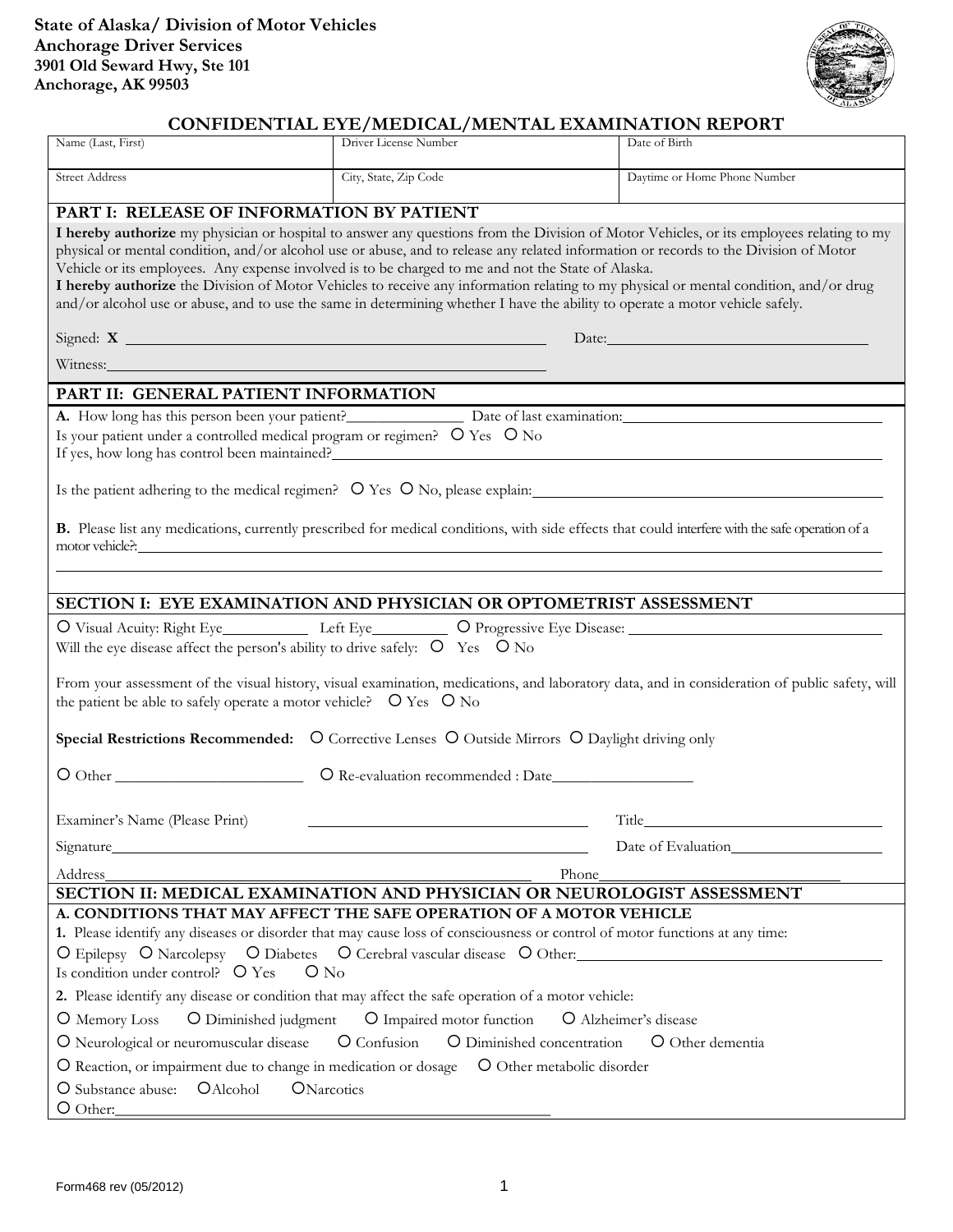**State of Alaska/ Division of Motor Vehicles**
**Anchorage Driver Services**
**3901 Old Seward Hwy, Ste 101**
**Anchorage, AK 99503**

# CONFIDENTIAL EYE/MEDICAL/MENTAL EXAMINATION REPORT

| Name (Last, First) | Driver License Number | Date of Birth |
|---|---|---|
| Street Address | City, State, Zip Code | Daytime or Home Phone Number |

## PART I: RELEASE OF INFORMATION BY PATIENT

**I hereby authorize** my physician or hospital to answer any questions from the Division of Motor Vehicles, or its employees relating to my physical or mental condition, and/or alcohol use or abuse, and to release any related information or records to the Division of Motor Vehicle or its employees. Any expense involved is to be charged to me and not the State of Alaska.

**I hereby authorize** the Division of Motor Vehicles to receive any information relating to my physical or mental condition, and/or drug and/or alcohol use or abuse, and to use the same in determining whether I have the ability to operate a motor vehicle safely.

Signed: **X** ______________________________ Date: ______________________

Witness: ______________________________

## PART II: GENERAL PATIENT INFORMATION

**A.** How long has this person been your patient? ____________ Date of last examination: ______________________

Is your patient under a controlled medical program or regimen? O Yes O No

If yes, how long has control been maintained? ______________________________

Is the patient adhering to the medical regimen? O Yes O No, please explain: ______________________________

**B.** Please list any medications, currently prescribed for medical conditions, with side effects that could interfere with the safe operation of a motor vehicle?: ______________________________

______________________________

## SECTION I: EYE EXAMINATION AND PHYSICIAN OR OPTOMETRIST ASSESSMENT

O Visual Acuity: Right Eye__________ Left Eye__________ O Progressive Eye Disease: ______________________

Will the eye disease affect the person's ability to drive safely: O Yes O No

From your assessment of the visual history, visual examination, medications, and laboratory data, and in consideration of public safety, will the patient be able to safely operate a motor vehicle? O Yes O No

**Special Restrictions Recommended:** O Corrective Lenses O Outside Mirrors O Daylight driving only

O Other ______________________ O Re-evaluation recommended : Date________________

Examiner's Name (Please Print) ______________________________ Title______________________

Signature______________________________ Date of Evaluation______________________

Address______________________________ Phone______________________

## SECTION II: MEDICAL EXAMINATION AND PHYSICIAN OR NEUROLOGIST ASSESSMENT

### A. CONDITIONS THAT MAY AFFECT THE SAFE OPERATION OF A MOTOR VEHICLE

**1.** Please identify any diseases or disorder that may cause loss of consciousness or control of motor functions at any time:

O Epilepsy O Narcolepsy O Diabetes O Cerebral vascular disease O Other: ______________________

Is condition under control? O Yes O No

**2.** Please identify any disease or condition that may affect the safe operation of a motor vehicle:

O Memory Loss O Diminished judgment O Impaired motor function O Alzheimer's disease

O Neurological or neuromuscular disease O Confusion O Diminished concentration O Other dementia

O Reaction, or impairment due to change in medication or dosage O Other metabolic disorder

O Substance abuse: O Alcohol O Narcotics

O Other: ______________________________

Form468 rev (05/2012)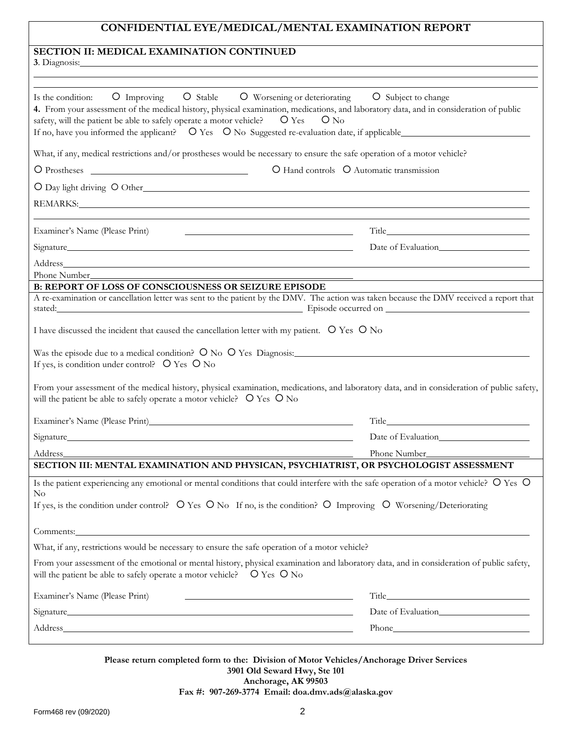# CONFIDENTIAL EYE/MEDICAL/MENTAL EXAMINATION REPORT

## SECTION II: MEDICAL EXAMINATION CONTINUED

**3**. Diagnosis:\_\_\_\_\_\_\_\_\_\_\_\_\_\_\_\_\_\_\_\_\_\_\_\_\_\_\_\_\_\_\_\_\_\_\_\_\_\_\_\_

Is the condition: O Improving O Stable O Worsening or deteriorating O Subject to change

**4.** From your assessment of the medical history, physical examination, medications, and laboratory data, and in consideration of public safety, will the patient be able to safely operate a motor vehicle? O Yes O No

If no, have you informed the applicant? O Yes O No Suggested re-evaluation date, if applicable\_\_\_\_\_\_\_\_\_\_\_\_\_\_\_\_

What, if any, medical restrictions and/or prostheses would be necessary to ensure the safe operation of a motor vehicle?

O Prostheses \_\_\_\_\_\_\_\_\_\_\_\_\_\_\_\_ O Hand controls O Automatic transmission

O Day light driving O Other\_\_\_\_\_\_\_\_\_\_\_\_\_\_\_\_\_\_\_\_\_\_\_\_\_\_\_\_\_\_\_\_

REMARKS:\_\_\_\_\_\_\_\_\_\_\_\_\_\_\_\_\_\_\_\_\_\_\_\_\_\_\_\_\_\_\_\_\_\_\_\_\_\_\_\_

Examiner's Name (Please Print) \_\_\_\_\_\_\_\_\_\_\_\_\_\_\_\_\_\_\_\_ Title\_\_\_\_\_\_\_\_\_\_\_\_\_\_\_\_

Signature\_\_\_\_\_\_\_\_\_\_\_\_\_\_\_\_\_\_\_\_\_\_\_\_\_\_\_\_ Date of Evaluation\_\_\_\_\_\_\_\_\_\_\_\_\_\_\_\_

Address\_\_\_\_\_\_\_\_\_\_\_\_\_\_\_\_\_\_\_\_\_\_\_\_\_\_\_\_\_\_\_\_\_\_\_\_\_\_\_\_

Phone Number\_\_\_\_\_\_\_\_\_\_\_\_\_\_\_\_\_\_\_\_\_\_\_\_\_\_\_\_

## B: REPORT OF LOSS OF CONSCIOUSNESS OR SEIZURE EPISODE

A re-examination or cancellation letter was sent to the patient by the DMV. The action was taken because the DMV received a report that stated:\_\_\_\_\_\_\_\_\_\_\_\_\_\_\_\_\_\_\_\_\_\_\_\_\_\_\_\_ Episode occurred on \_\_\_\_\_\_\_\_\_\_\_\_\_\_\_\_

I have discussed the incident that caused the cancellation letter with my patient. O Yes O No

Was the episode due to a medical condition? O No O Yes Diagnosis:\_\_\_\_\_\_\_\_\_\_\_\_\_\_\_\_\_\_\_\_\_\_\_\_\_\_\_\_

If yes, is condition under control? O Yes O No

From your assessment of the medical history, physical examination, medications, and laboratory data, and in consideration of public safety, will the patient be able to safely operate a motor vehicle? O Yes O No

Examiner's Name (Please Print)\_\_\_\_\_\_\_\_\_\_\_\_\_\_\_\_\_\_\_\_\_\_\_\_\_\_\_\_ Title\_\_\_\_\_\_\_\_\_\_\_\_\_\_\_\_

Signature\_\_\_\_\_\_\_\_\_\_\_\_\_\_\_\_\_\_\_\_\_\_\_\_\_\_\_\_ Date of Evaluation\_\_\_\_\_\_\_\_\_\_\_\_\_\_\_\_

Address\_\_\_\_\_\_\_\_\_\_\_\_\_\_\_\_\_\_\_\_\_\_\_\_\_\_\_\_ Phone Number\_\_\_\_\_\_\_\_\_\_\_\_\_\_\_\_

## SECTION III: MENTAL EXAMINATION AND PHYSICAN, PSYCHIATRIST, OR PSYCHOLOGIST ASSESSMENT

Is the patient experiencing any emotional or mental conditions that could interfere with the safe operation of a motor vehicle? O Yes O No

If yes, is the condition under control? O Yes O No If no, is the condition? O Improving O Worsening/Deteriorating

Comments:\_\_\_\_\_\_\_\_\_\_\_\_\_\_\_\_\_\_\_\_\_\_\_\_\_\_\_\_\_\_\_\_\_\_\_\_\_\_\_\_

What, if any, restrictions would be necessary to ensure the safe operation of a motor vehicle?

From your assessment of the emotional or mental history, physical examination and laboratory data, and in consideration of public safety, will the patient be able to safely operate a motor vehicle? O Yes O No

Examiner's Name (Please Print) \_\_\_\_\_\_\_\_\_\_\_\_\_\_\_\_\_\_\_\_ Title\_\_\_\_\_\_\_\_\_\_\_\_\_\_\_\_

Signature\_\_\_\_\_\_\_\_\_\_\_\_\_\_\_\_\_\_\_\_\_\_\_\_\_\_\_\_ Date of Evaluation\_\_\_\_\_\_\_\_\_\_\_\_\_\_\_\_

Address\_\_\_\_\_\_\_\_\_\_\_\_\_\_\_\_\_\_\_\_\_\_\_\_\_\_\_\_ Phone\_\_\_\_\_\_\_\_\_\_\_\_\_\_\_\_

**Please return completed form to the: Division of Motor Vehicles/Anchorage Driver Services**
**3901 Old Seward Hwy, Ste 101**
**Anchorage, AK 99503**
**Fax #: 907-269-3774 Email: doa.dmv.ads@alaska.gov**

Form468 rev (09/2020)